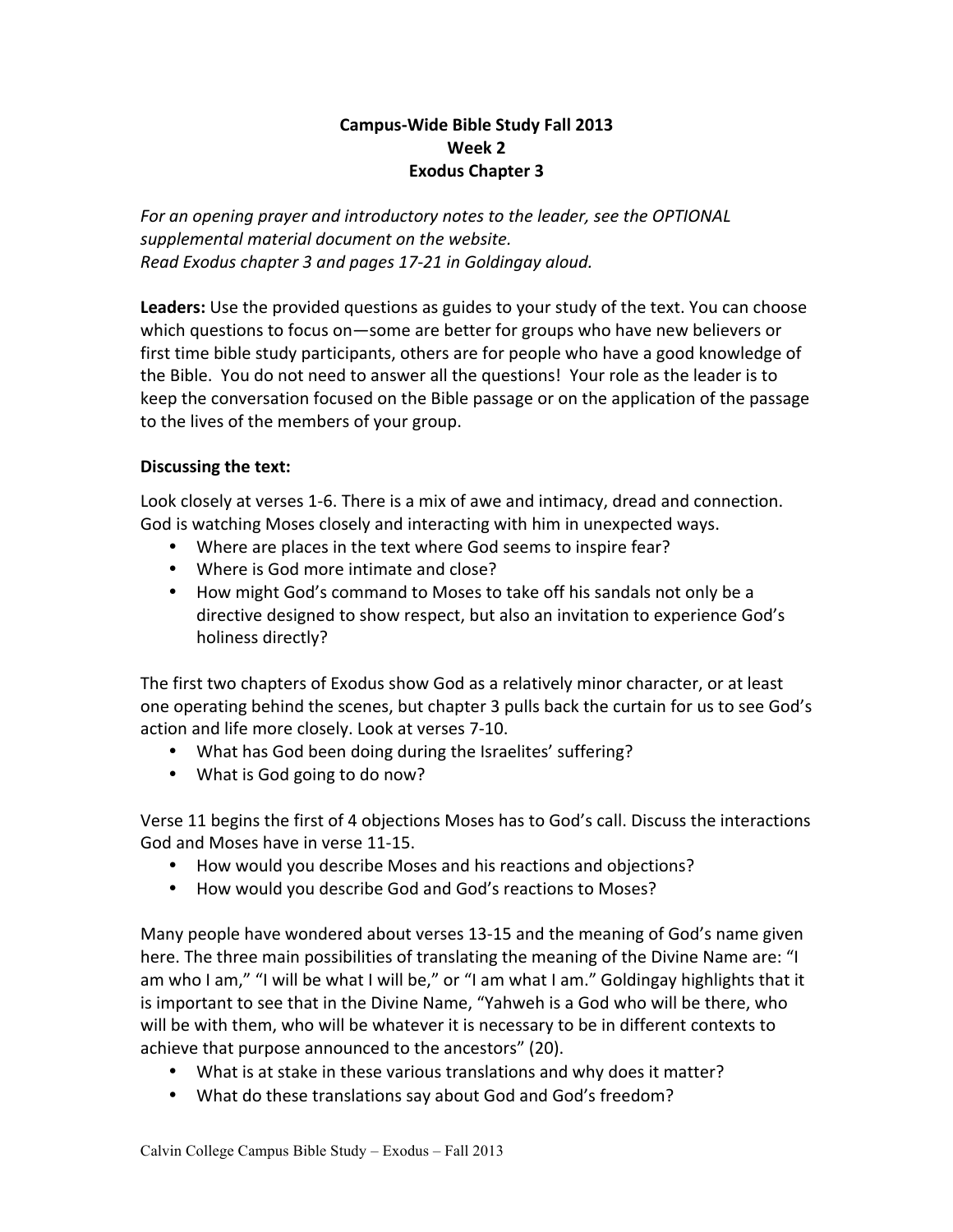# Campus-Wide Bible Study Fall 2013
## Week 2
## Exodus Chapter 3

*For an opening prayer and introductory notes to the leader, see the OPTIONAL supplemental material document on the website.*
*Read Exodus chapter 3 and pages 17-21 in Goldingay aloud.*

**Leaders:** Use the provided questions as guides to your study of the text. You can choose which questions to focus on—some are better for groups who have new believers or first time bible study participants, others are for people who have a good knowledge of the Bible. You do not need to answer all the questions! Your role as the leader is to keep the conversation focused on the Bible passage or on the application of the passage to the lives of the members of your group.

**Discussing the text:**

Look closely at verses 1-6. There is a mix of awe and intimacy, dread and connection. God is watching Moses closely and interacting with him in unexpected ways.

- Where are places in the text where God seems to inspire fear?
- Where is God more intimate and close?
- How might God's command to Moses to take off his sandals not only be a directive designed to show respect, but also an invitation to experience God's holiness directly?

The first two chapters of Exodus show God as a relatively minor character, or at least one operating behind the scenes, but chapter 3 pulls back the curtain for us to see God's action and life more closely. Look at verses 7-10.

- What has God been doing during the Israelites' suffering?
- What is God going to do now?

Verse 11 begins the first of 4 objections Moses has to God's call. Discuss the interactions God and Moses have in verse 11-15.

- How would you describe Moses and his reactions and objections?
- How would you describe God and God's reactions to Moses?

Many people have wondered about verses 13-15 and the meaning of God's name given here. The three main possibilities of translating the meaning of the Divine Name are: "I am who I am," "I will be what I will be," or "I am what I am." Goldingay highlights that it is important to see that in the Divine Name, "Yahweh is a God who will be there, who will be with them, who will be whatever it is necessary to be in different contexts to achieve that purpose announced to the ancestors" (20).

- What is at stake in these various translations and why does it matter?
- What do these translations say about God and God's freedom?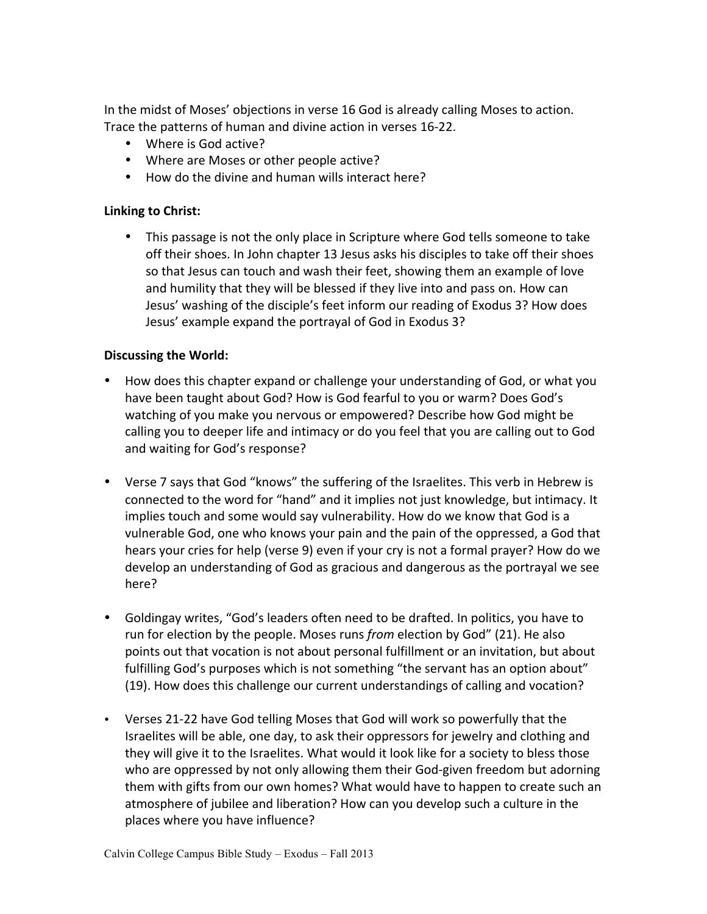In the midst of Moses' objections in verse 16 God is already calling Moses to action. Trace the patterns of human and divine action in verses 16-22.

- Where is God active?
- Where are Moses or other people active?
- How do the divine and human wills interact here?

**Linking to Christ:**

- This passage is not the only place in Scripture where God tells someone to take off their shoes. In John chapter 13 Jesus asks his disciples to take off their shoes so that Jesus can touch and wash their feet, showing them an example of love and humility that they will be blessed if they live into and pass on. How can Jesus' washing of the disciple's feet inform our reading of Exodus 3? How does Jesus' example expand the portrayal of God in Exodus 3?

**Discussing the World:**

- How does this chapter expand or challenge your understanding of God, or what you have been taught about God? How is God fearful to you or warm? Does God's watching of you make you nervous or empowered? Describe how God might be calling you to deeper life and intimacy or do you feel that you are calling out to God and waiting for God's response?

- Verse 7 says that God "knows" the suffering of the Israelites. This verb in Hebrew is connected to the word for "hand" and it implies not just knowledge, but intimacy. It implies touch and some would say vulnerability. How do we know that God is a vulnerable God, one who knows your pain and the pain of the oppressed, a God that hears your cries for help (verse 9) even if your cry is not a formal prayer? How do we develop an understanding of God as gracious and dangerous as the portrayal we see here?

- Goldingay writes, "God's leaders often need to be drafted. In politics, you have to run for election by the people. Moses runs *from* election by God" (21). He also points out that vocation is not about personal fulfillment or an invitation, but about fulfilling God's purposes which is not something "the servant has an option about" (19). How does this challenge our current understandings of calling and vocation?

- Verses 21-22 have God telling Moses that God will work so powerfully that the Israelites will be able, one day, to ask their oppressors for jewelry and clothing and they will give it to the Israelites. What would it look like for a society to bless those who are oppressed by not only allowing them their God-given freedom but adorning them with gifts from our own homes? What would have to happen to create such an atmosphere of jubilee and liberation? How can you develop such a culture in the places where you have influence?